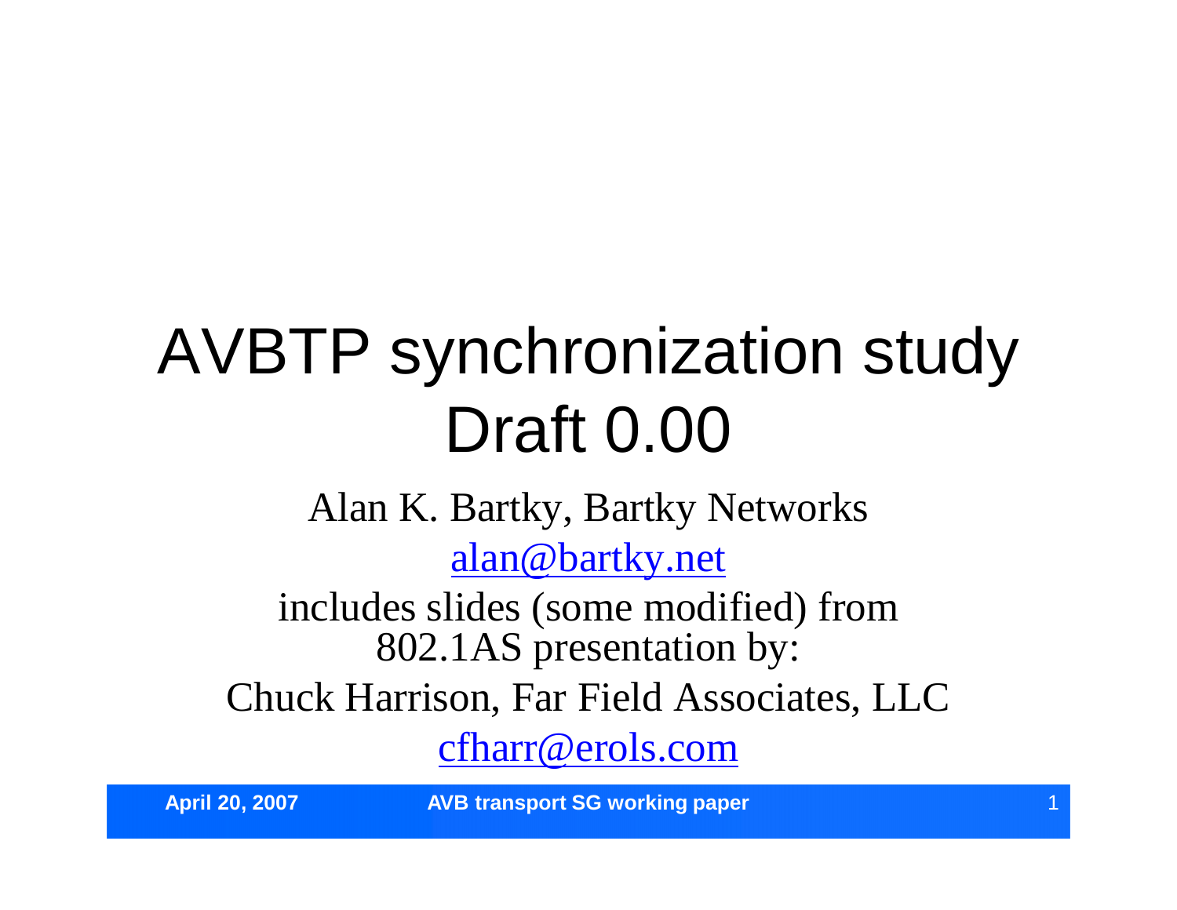# AVBTP synchronization study Draft 0.00

Alan K. Bartky, Bartky Networks

alan@bartky.net

includes slides (some modified) from 802.1AS presentation by:

Chuck Harrison, Far Field Associates, LLC

cfharr@erols.com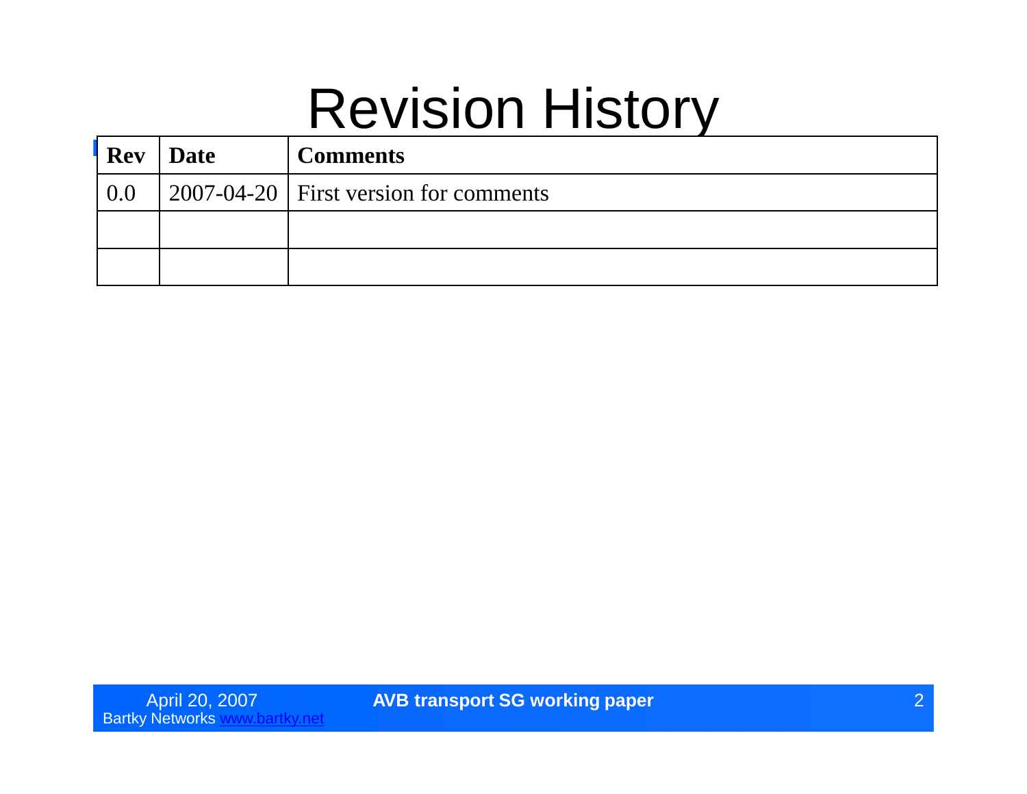# Revision History

| Rev | Date | Comments |
|---|---|---|
| 0.0 | 2007-04-20 | First version for comments |
| | | |
| | | |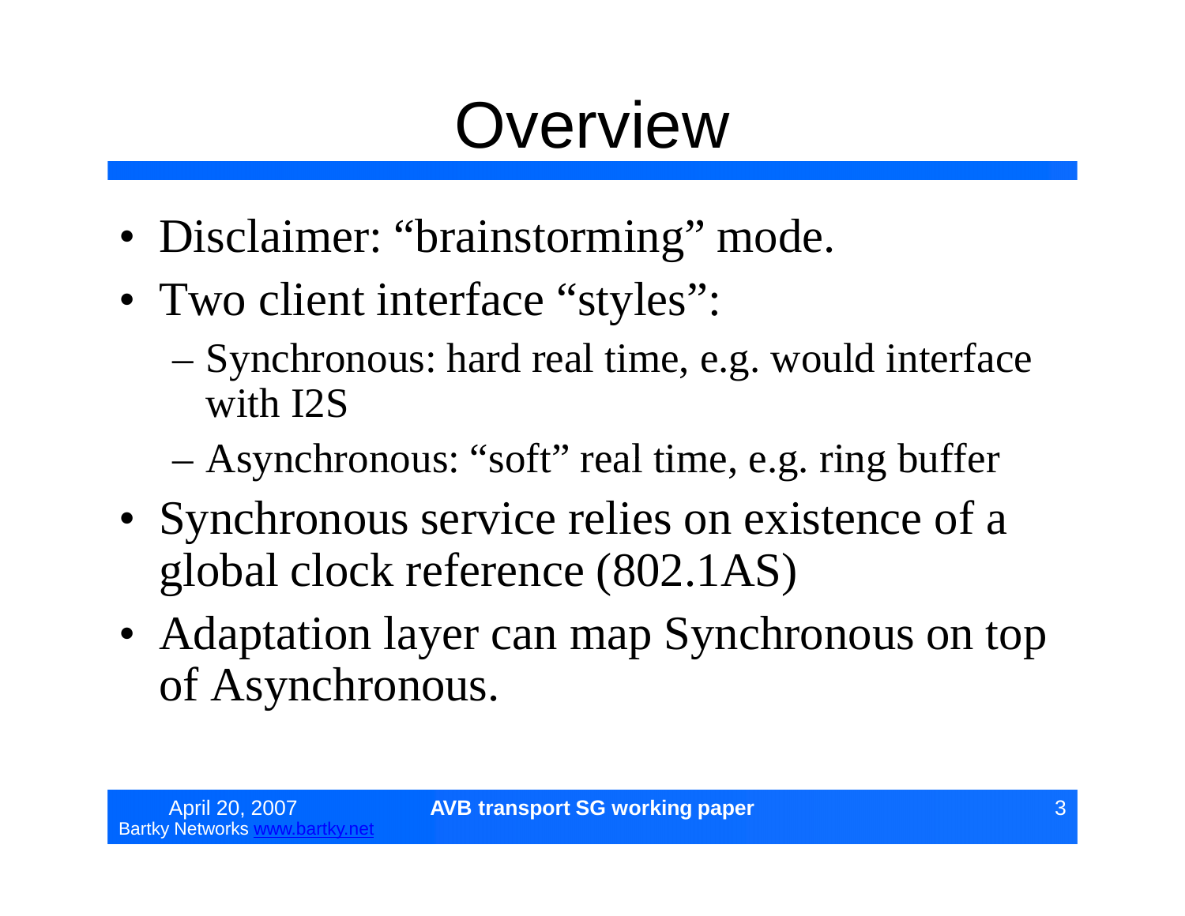# Overview

- Disclaimer: "brainstorming" mode.
- Two client interface "styles":
  - Synchronous: hard real time, e.g. would interface with I2S
  - Asynchronous: "soft" real time, e.g. ring buffer
- Synchronous service relies on existence of a global clock reference (802.1AS)
- Adaptation layer can map Synchronous on top of Asynchronous.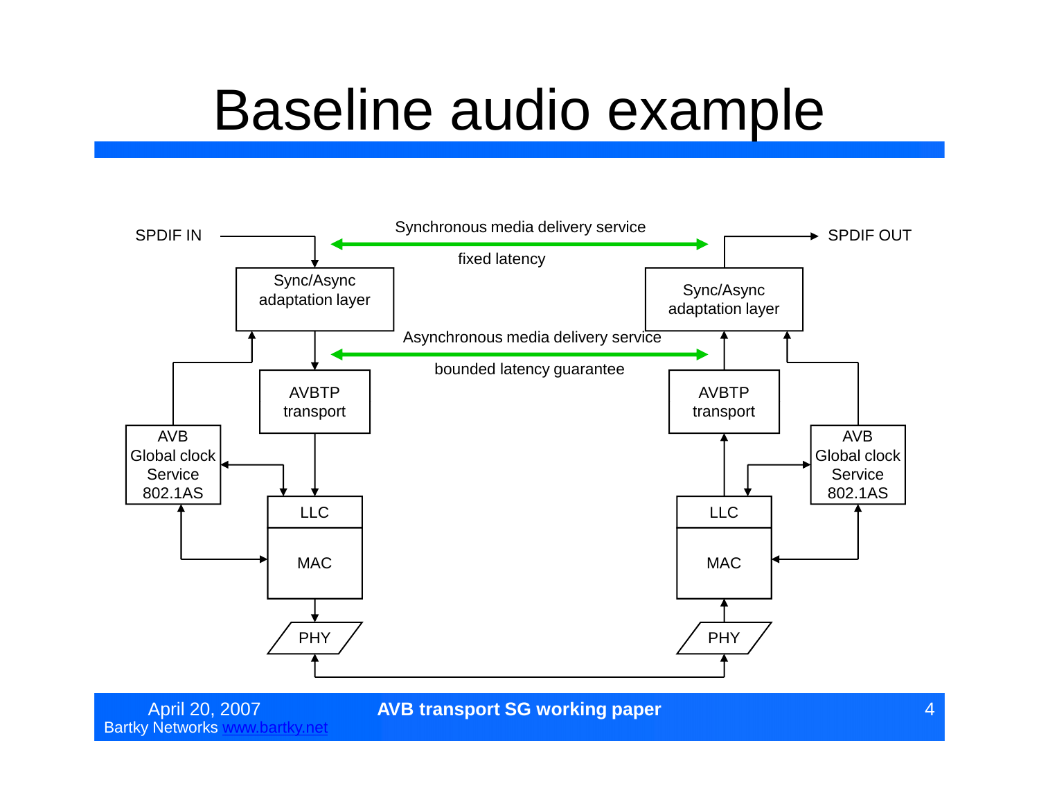# Baseline audio example

SPDIF IN

SPDIF OUT

Synchronous media delivery service

fixed latency

Asynchronous media delivery service

bounded latency guarantee

Sync/Async adaptation layer

Sync/Async adaptation layer

AVBTP transport

AVBTP transport

AVB Global clock Service 802.1AS

AVB Global clock Service 802.1AS

LLC

MAC

PHY

LLC

MAC

PHY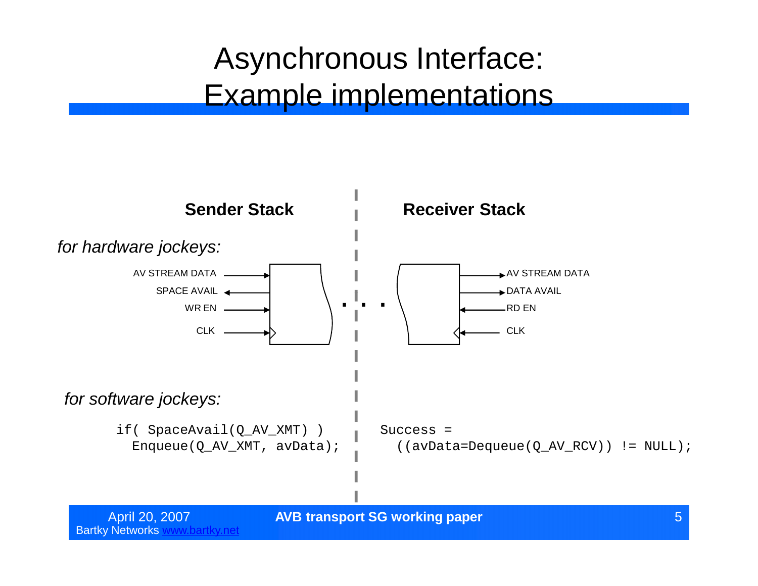# Asynchronous Interface: Example implementations

**Sender Stack** | **Receiver Stack**

*for hardware jockeys:*

Sender Stack signals:
- AV STREAM DATA (in)
- SPACE AVAIL (out)
- WR EN (in)
- CLK (in)

Receiver Stack signals:
- AV STREAM DATA (out)
- DATA AVAIL (out)
- RD EN (in)
- CLK (in)

*for software jockeys:*

Sender Stack:

```
if( SpaceAvail(Q_AV_XMT) )
  Enqueue(Q_AV_XMT, avData);
```

Receiver Stack:

```
Success =
  ((avData=Dequeue(Q_AV_RCV)) != NULL);
```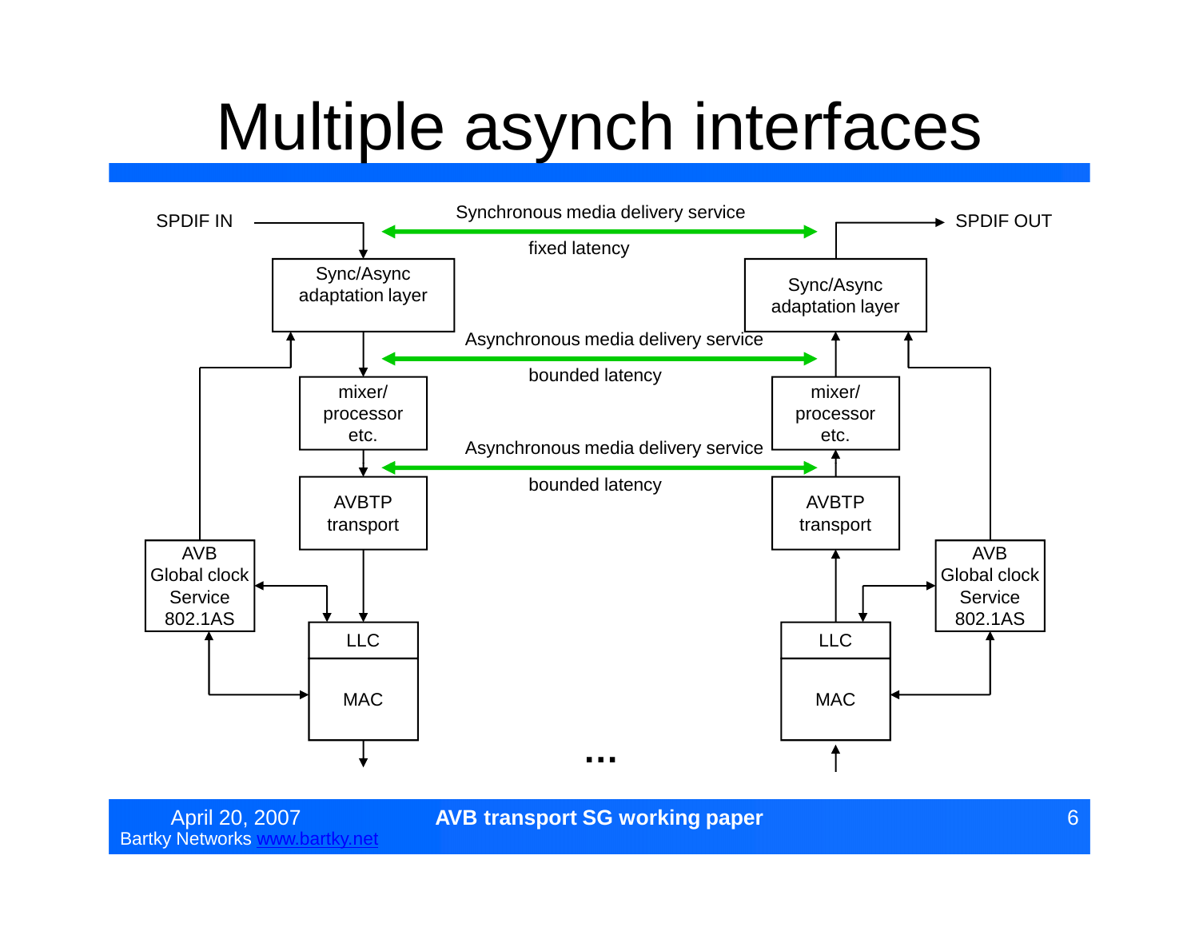# Multiple asynch interfaces

SPDIF IN

Synchronous media delivery service

fixed latency

SPDIF OUT

Sync/Async adaptation layer

Sync/Async adaptation layer

Asynchronous media delivery service

bounded latency

mixer/ processor etc.

mixer/ processor etc.

Asynchronous media delivery service

bounded latency

AVBTP transport

AVBTP transport

AVB Global clock Service 802.1AS

AVB Global clock Service 802.1AS

LLC

MAC

LLC

MAC

…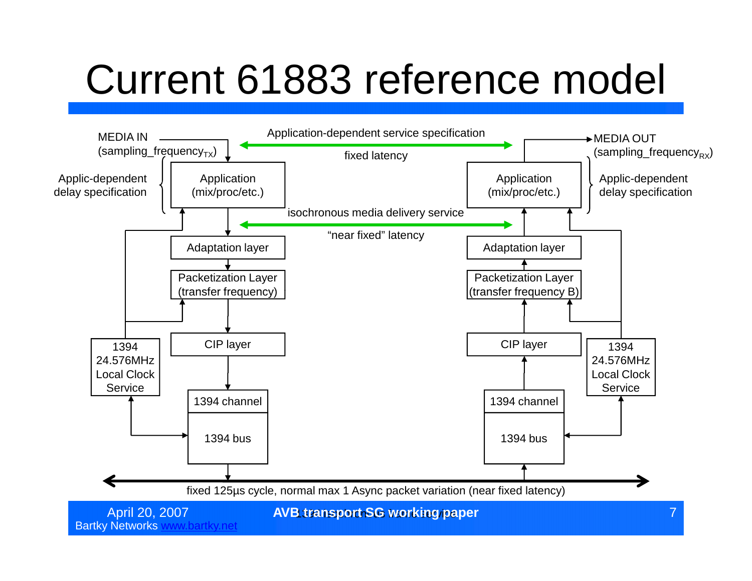# Current 61883 reference model

MEDIA IN
(sampling_frequency$_{TX}$)

Application-dependent service specification

fixed latency

MEDIA OUT
(sampling_frequency$_{RX}$)

Applic-dependent
delay specification

Application
(mix/proc/etc.)

Application
(mix/proc/etc.)

Applic-dependent
delay specification

isochronous media delivery service

"near fixed" latency

Adaptation layer

Adaptation layer

Packetization Layer
(transfer frequency)

Packetization Layer
(transfer frequency B)

CIP layer

CIP layer

1394
24.576MHz
Local Clock
Service

1394
24.576MHz
Local Clock
Service

1394 channel

1394 bus

1394 channel

1394 bus

fixed 125µs cycle, normal max 1 Async packet variation (near fixed latency)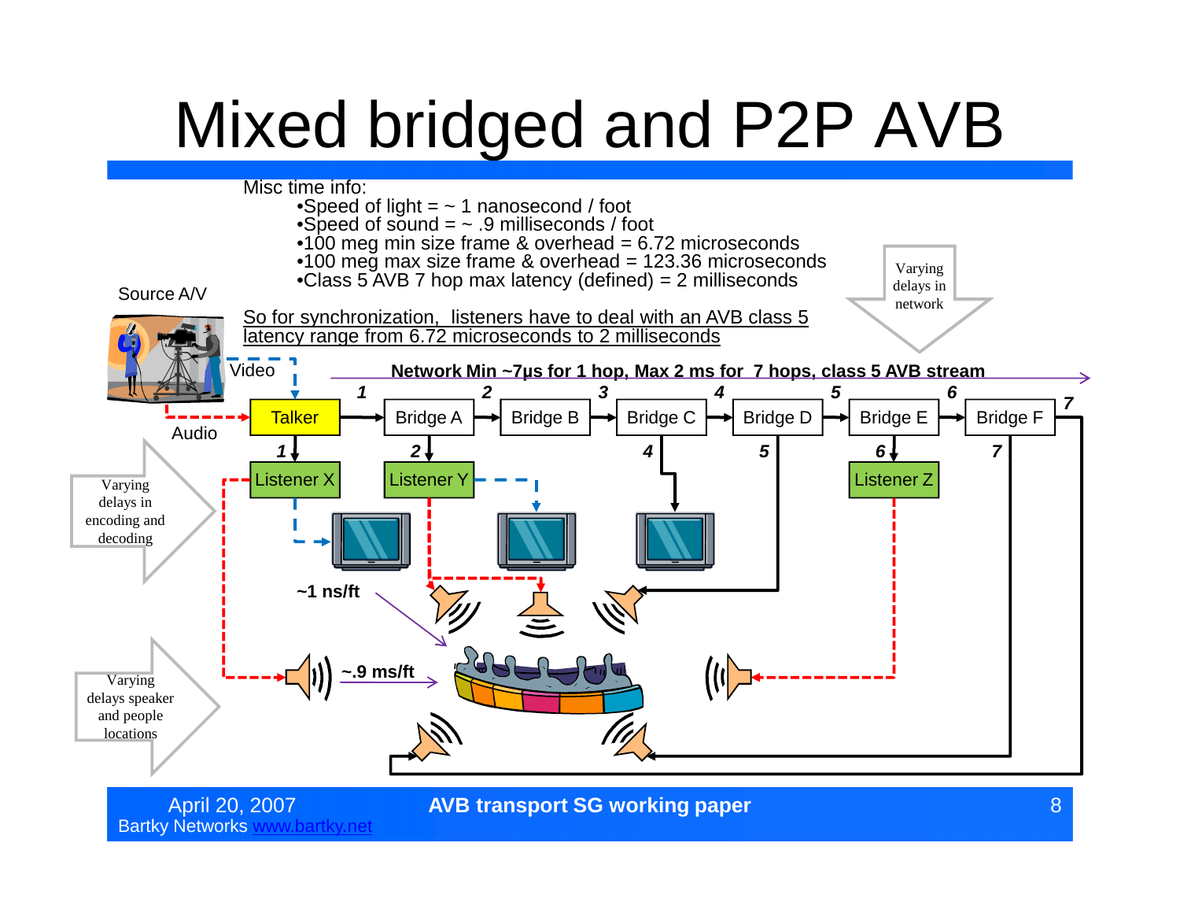# Mixed bridged and P2P AVB

Misc time info:

- Speed of light = ~ 1 nanosecond / foot
- Speed of sound = ~ .9 milliseconds / foot
- 100 meg min size frame & overhead = 6.72 microseconds
- 100 meg max size frame & overhead = 123.36 microseconds
- Class 5 AVB 7 hop max latency (defined) = 2 milliseconds

So for synchronization, listeners have to deal with an AVB class 5 latency range from 6.72 microseconds to 2 milliseconds

Source A/V

Video

Audio

Varying delays in network

**Network Min ~7µs for 1 hop, Max 2 ms for 7 hops, class 5 AVB stream**

Talker → Bridge A → Bridge B → Bridge C → Bridge D → Bridge E → Bridge F

Listener X, Listener Y, Listener Z

Varying delays in encoding and decoding

Varying delays speaker and people locations

**~1 ns/ft**

**~.9 ms/ft**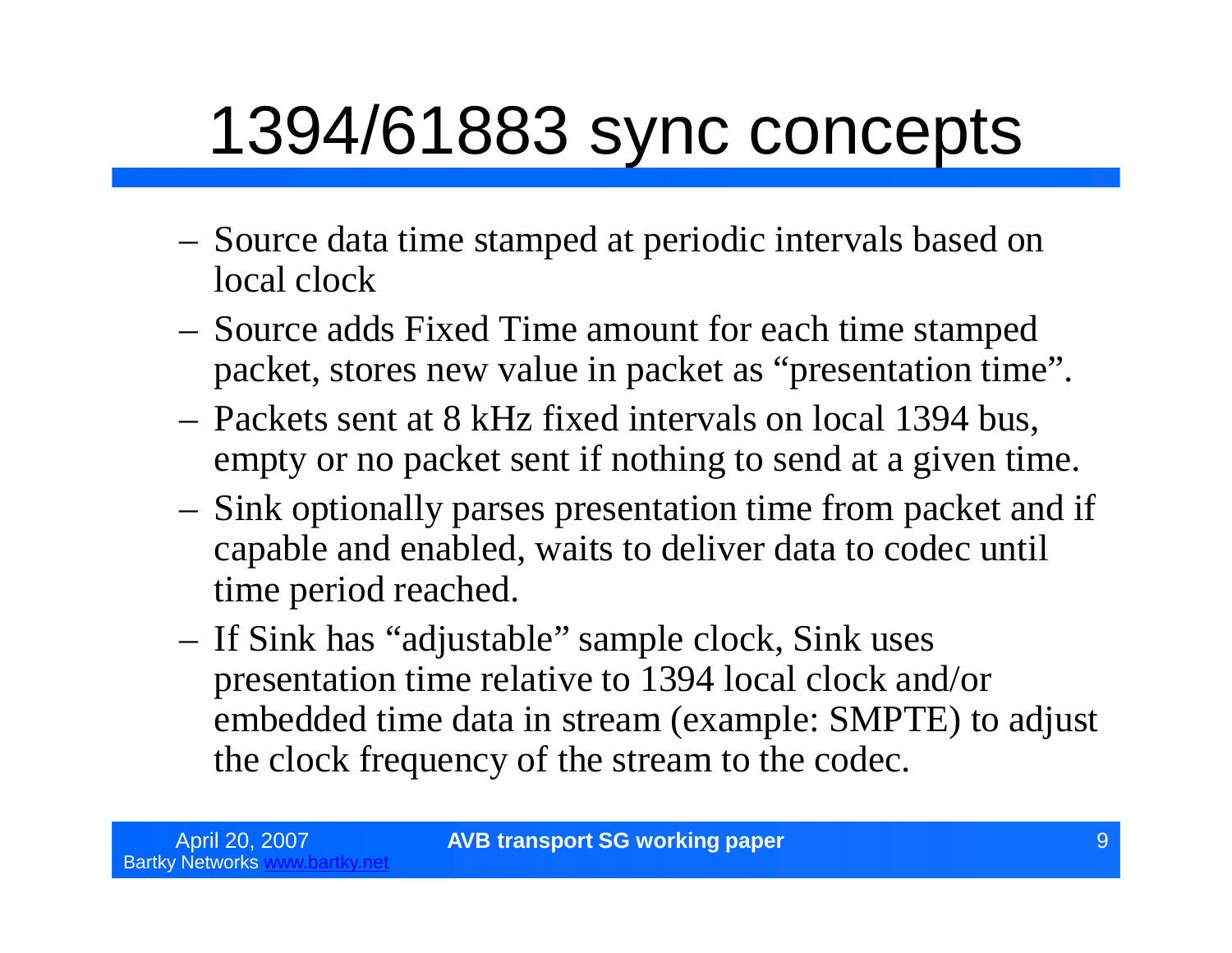# 1394/61883 sync concepts

- Source data time stamped at periodic intervals based on local clock
- Source adds Fixed Time amount for each time stamped packet, stores new value in packet as "presentation time".
- Packets sent at 8 kHz fixed intervals on local 1394 bus, empty or no packet sent if nothing to send at a given time.
- Sink optionally parses presentation time from packet and if capable and enabled, waits to deliver data to codec until time period reached.
- If Sink has "adjustable" sample clock, Sink uses presentation time relative to 1394 local clock and/or embedded time data in stream (example: SMPTE) to adjust the clock frequency of the stream to the codec.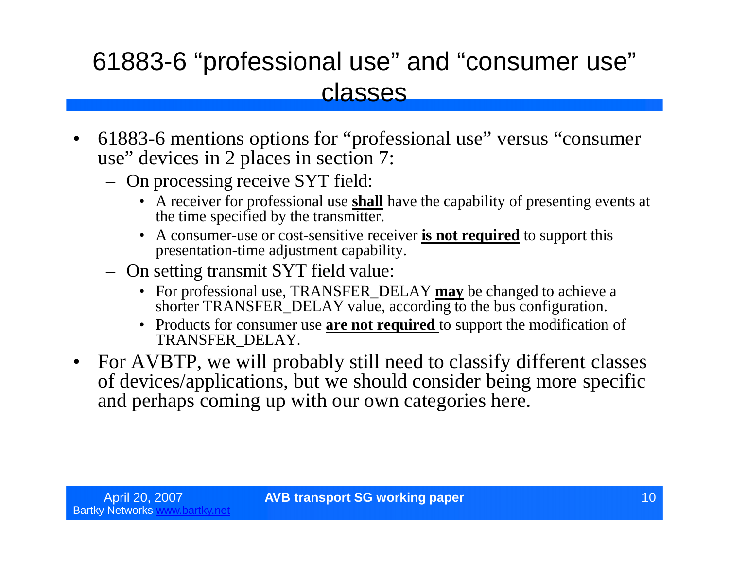# 61883-6 "professional use" and "consumer use" classes

- 61883-6 mentions options for "professional use" versus "consumer use" devices in 2 places in section 7:
  - On processing receive SYT field:
    - A receiver for professional use **shall** have the capability of presenting events at the time specified by the transmitter.
    - A consumer-use or cost-sensitive receiver **is not required** to support this presentation-time adjustment capability.
  - On setting transmit SYT field value:
    - For professional use, TRANSFER_DELAY **may** be changed to achieve a shorter TRANSFER_DELAY value, according to the bus configuration.
    - Products for consumer use **are not required** to support the modification of TRANSFER_DELAY.
- For AVBTP, we will probably still need to classify different classes of devices/applications, but we should consider being more specific and perhaps coming up with our own categories here.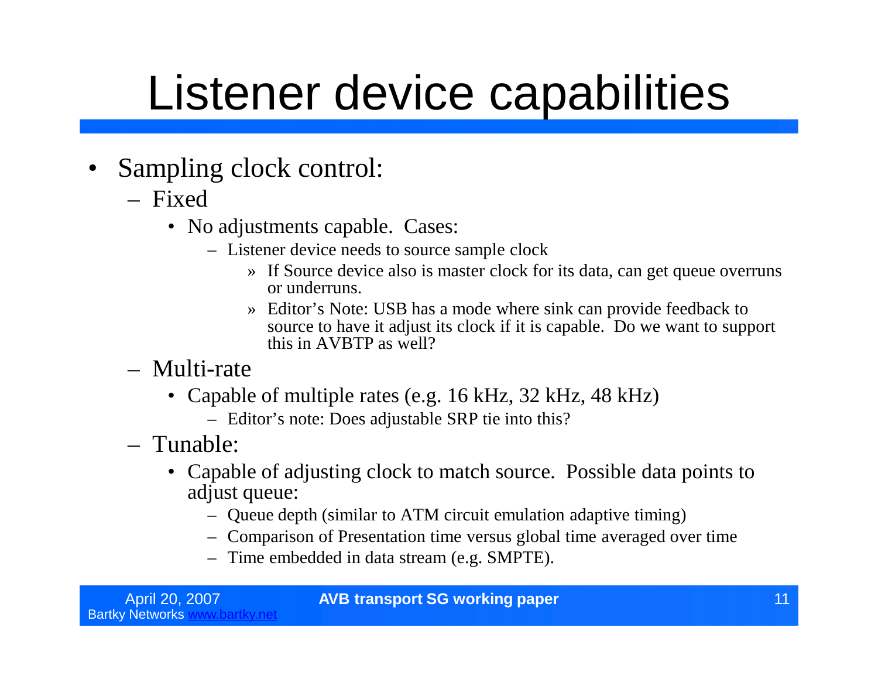# Listener device capabilities

- Sampling clock control:
  - Fixed
    - No adjustments capable. Cases:
      - Listener device needs to source sample clock
        - If Source device also is master clock for its data, can get queue overruns or underruns.
        - Editor's Note: USB has a mode where sink can provide feedback to source to have it adjust its clock if it is capable. Do we want to support this in AVBTP as well?
  - Multi-rate
    - Capable of multiple rates (e.g. 16 kHz, 32 kHz, 48 kHz)
      - Editor's note: Does adjustable SRP tie into this?
  - Tunable:
    - Capable of adjusting clock to match source. Possible data points to adjust queue:
      - Queue depth (similar to ATM circuit emulation adaptive timing)
      - Comparison of Presentation time versus global time averaged over time
      - Time embedded in data stream (e.g. SMPTE).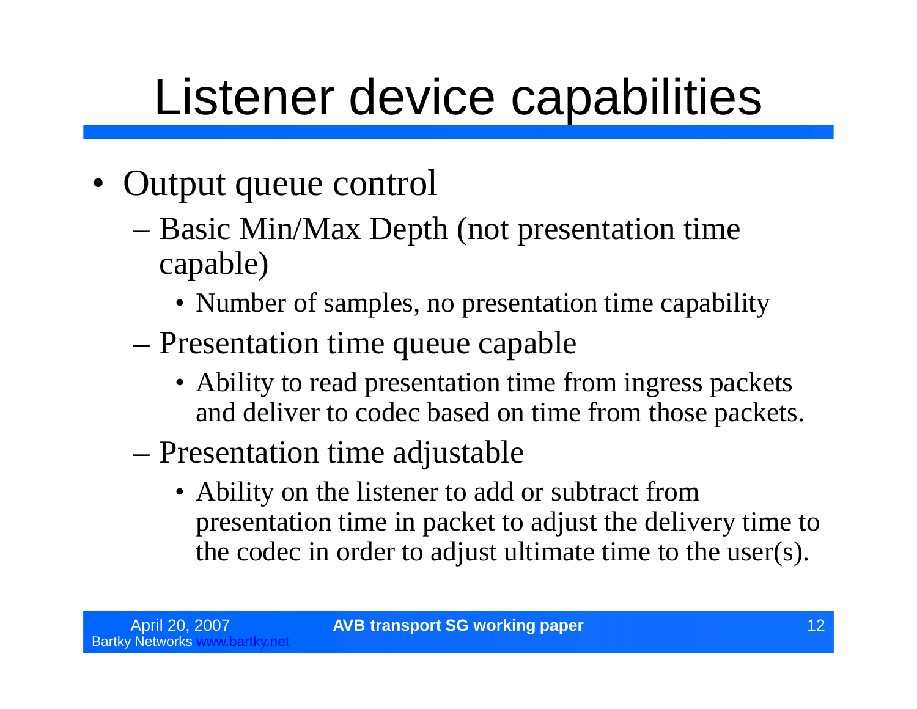# Listener device capabilities

- Output queue control
  - Basic Min/Max Depth (not presentation time capable)
    - Number of samples, no presentation time capability
  - Presentation time queue capable
    - Ability to read presentation time from ingress packets and deliver to codec based on time from those packets.
  - Presentation time adjustable
    - Ability on the listener to add or subtract from presentation time in packet to adjust the delivery time to the codec in order to adjust ultimate time to the user(s).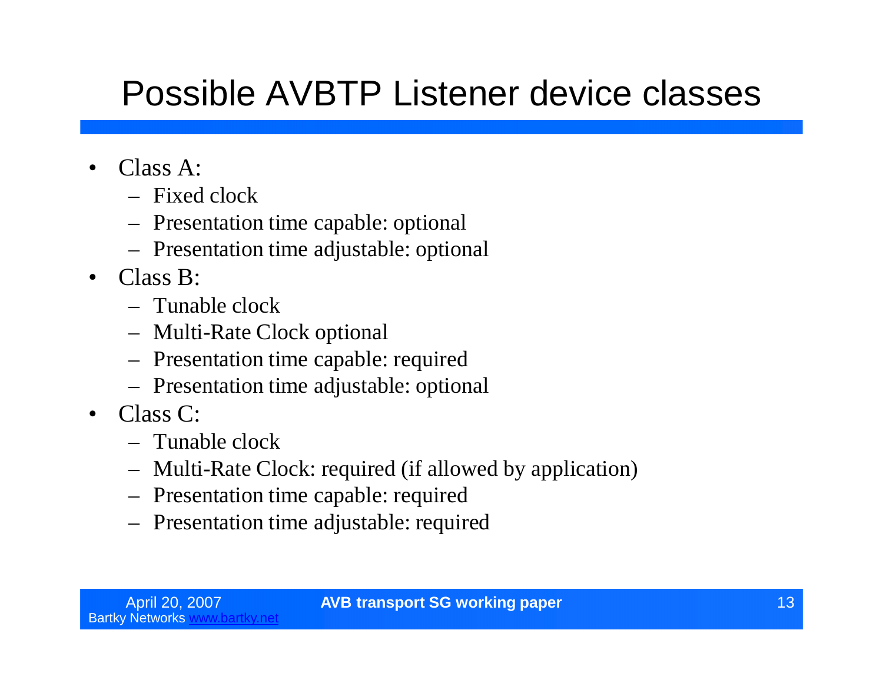# Possible AVBTP Listener device classes

- Class A:
  - Fixed clock
  - Presentation time capable: optional
  - Presentation time adjustable: optional
- Class B:
  - Tunable clock
  - Multi-Rate Clock optional
  - Presentation time capable: required
  - Presentation time adjustable: optional
- Class C:
  - Tunable clock
  - Multi-Rate Clock: required (if allowed by application)
  - Presentation time capable: required
  - Presentation time adjustable: required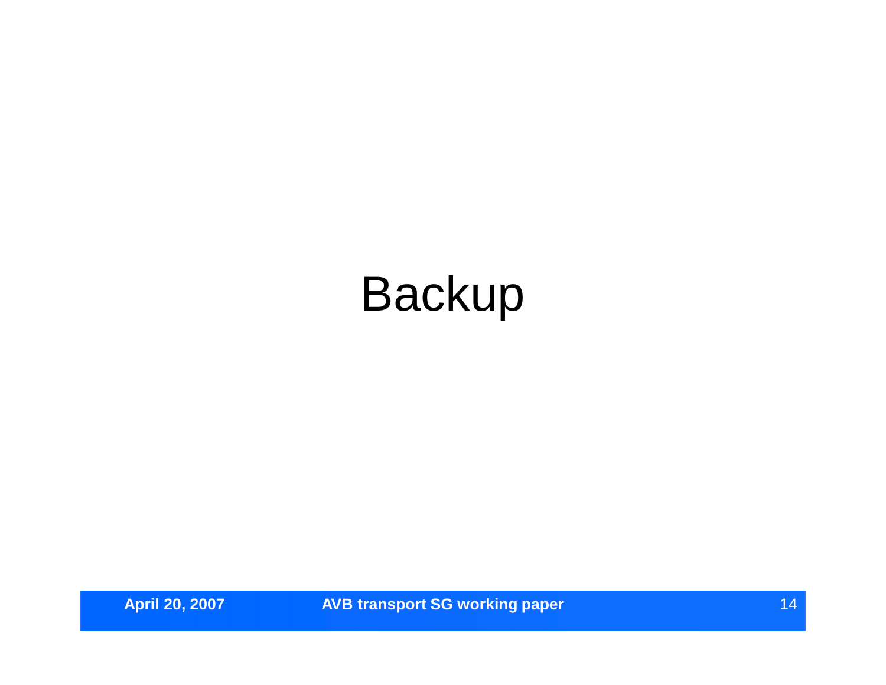# Backup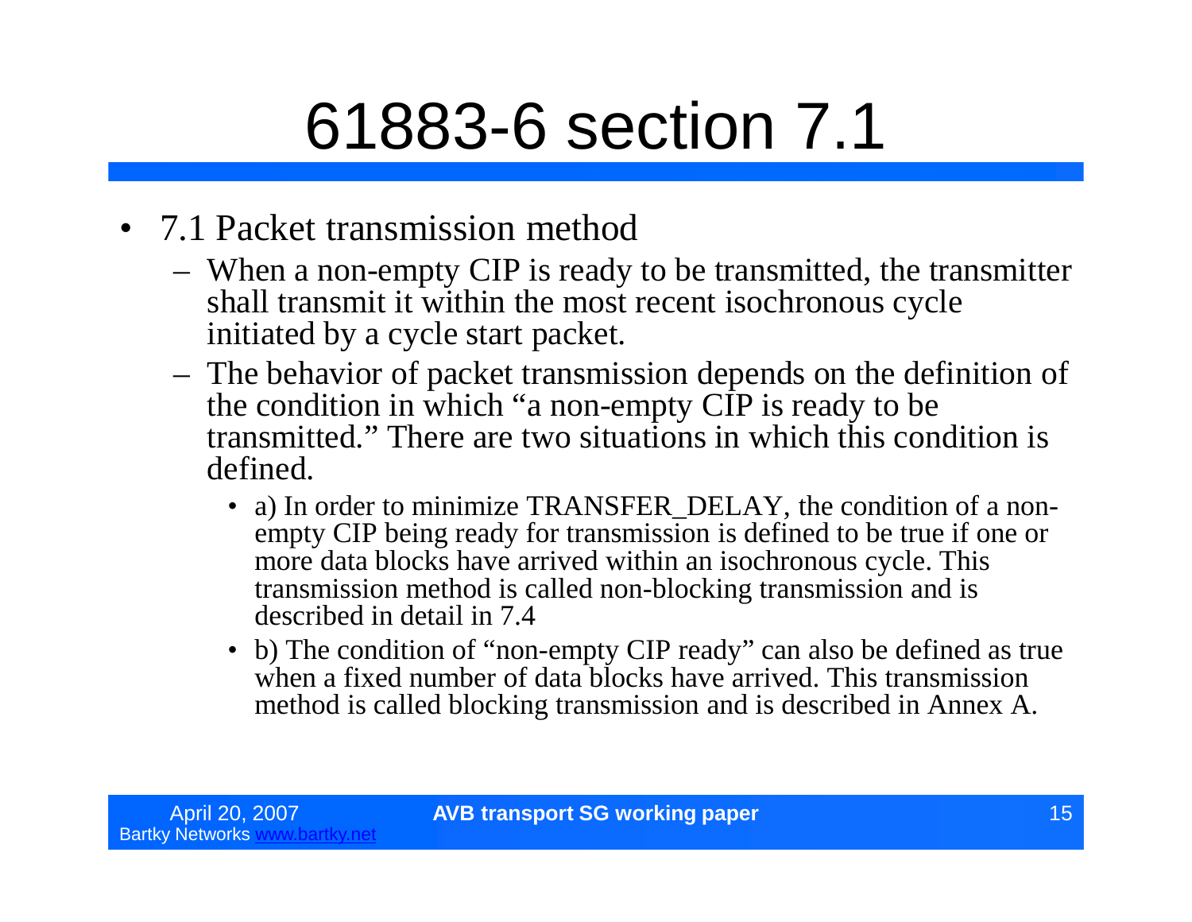# 61883-6 section 7.1

- 7.1 Packet transmission method
  - When a non-empty CIP is ready to be transmitted, the transmitter shall transmit it within the most recent isochronous cycle initiated by a cycle start packet.
  - The behavior of packet transmission depends on the definition of the condition in which "a non-empty CIP is ready to be transmitted." There are two situations in which this condition is defined.
    - a) In order to minimize TRANSFER_DELAY, the condition of a non-empty CIP being ready for transmission is defined to be true if one or more data blocks have arrived within an isochronous cycle. This transmission method is called non-blocking transmission and is described in detail in 7.4
    - b) The condition of "non-empty CIP ready" can also be defined as true when a fixed number of data blocks have arrived. This transmission method is called blocking transmission and is described in Annex A.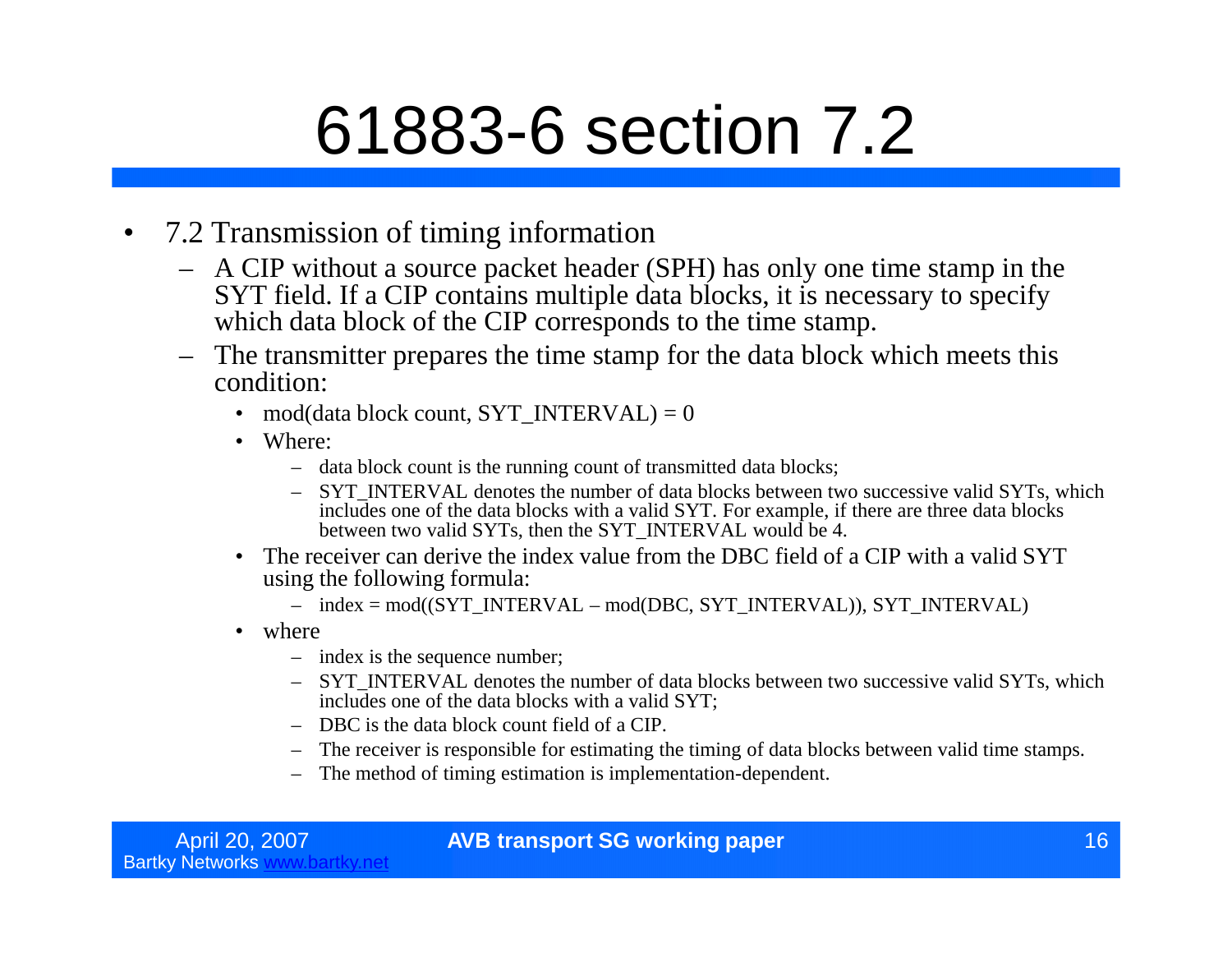# 61883-6 section 7.2

- 7.2 Transmission of timing information
  - A CIP without a source packet header (SPH) has only one time stamp in the SYT field. If a CIP contains multiple data blocks, it is necessary to specify which data block of the CIP corresponds to the time stamp.
  - The transmitter prepares the time stamp for the data block which meets this condition:
    - mod(data block count, SYT_INTERVAL) = 0
    - Where:
      - data block count is the running count of transmitted data blocks;
      - SYT_INTERVAL denotes the number of data blocks between two successive valid SYTs, which includes one of the data blocks with a valid SYT. For example, if there are three data blocks between two valid SYTs, then the SYT_INTERVAL would be 4.
    - The receiver can derive the index value from the DBC field of a CIP with a valid SYT using the following formula:
      - index = mod((SYT_INTERVAL – mod(DBC, SYT_INTERVAL)), SYT_INTERVAL)
    - where
      - index is the sequence number;
      - SYT_INTERVAL denotes the number of data blocks between two successive valid SYTs, which includes one of the data blocks with a valid SYT;
      - DBC is the data block count field of a CIP.
      - The receiver is responsible for estimating the timing of data blocks between valid time stamps.
      - The method of timing estimation is implementation-dependent.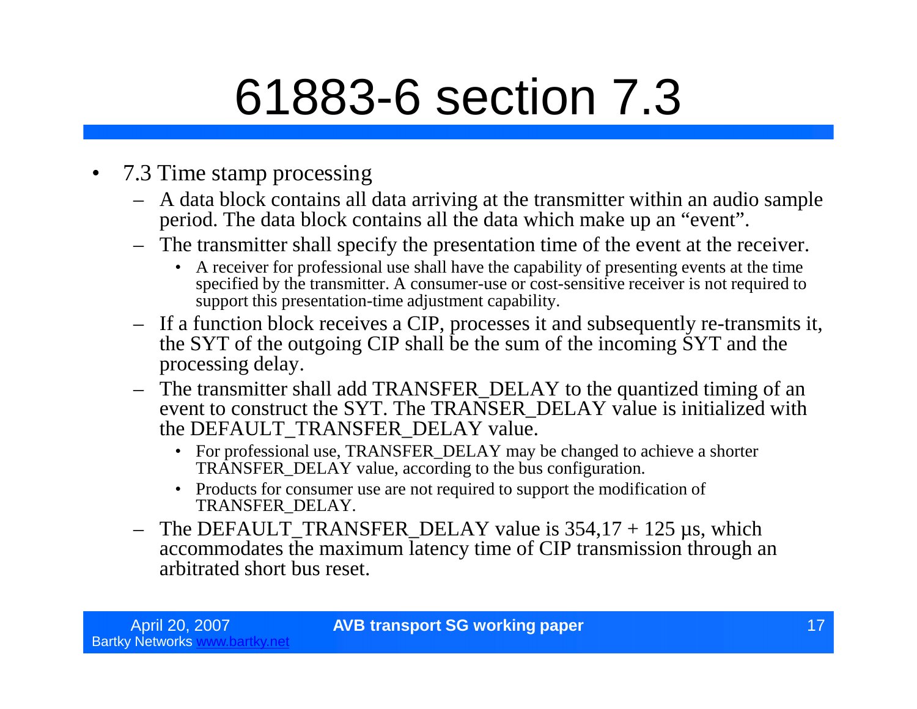# 61883-6 section 7.3

- 7.3 Time stamp processing
  - A data block contains all data arriving at the transmitter within an audio sample period. The data block contains all the data which make up an "event".
  - The transmitter shall specify the presentation time of the event at the receiver.
    - A receiver for professional use shall have the capability of presenting events at the time specified by the transmitter. A consumer-use or cost-sensitive receiver is not required to support this presentation-time adjustment capability.
  - If a function block receives a CIP, processes it and subsequently re-transmits it, the SYT of the outgoing CIP shall be the sum of the incoming SYT and the processing delay.
  - The transmitter shall add TRANSFER_DELAY to the quantized timing of an event to construct the SYT. The TRANSER_DELAY value is initialized with the DEFAULT_TRANSFER_DELAY value.
    - For professional use, TRANSFER_DELAY may be changed to achieve a shorter TRANSFER_DELAY value, according to the bus configuration.
    - Products for consumer use are not required to support the modification of TRANSFER_DELAY.
  - The DEFAULT_TRANSFER_DELAY value is 354,17 + 125 µs, which accommodates the maximum latency time of CIP transmission through an arbitrated short bus reset.